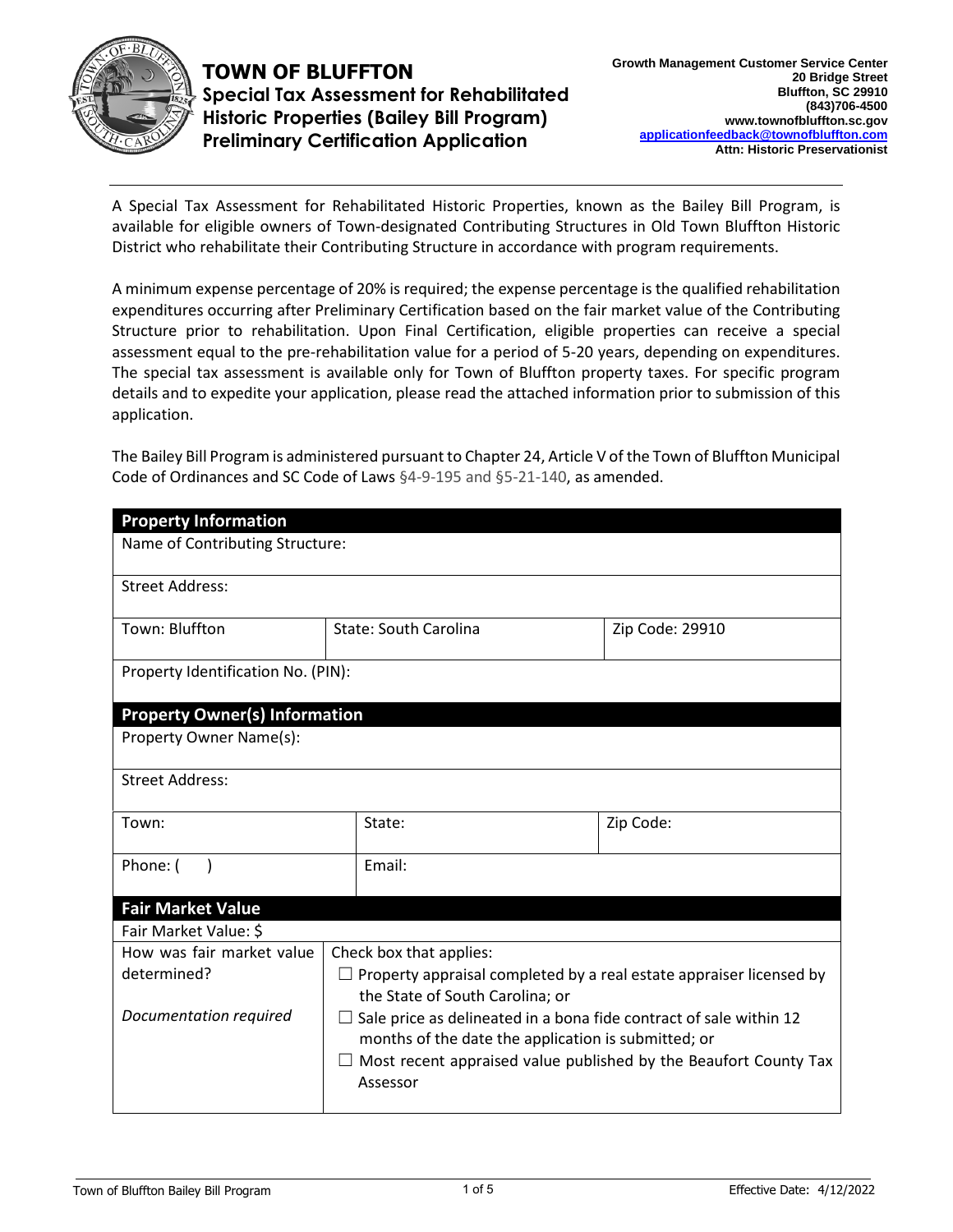# TOWN OF BLUFFTON

## Special Tax Assessment for Rehabilitated Historic Properties (Bailey Bill Program) Preliminary Certification Application

**Growth Management Customer Service Center**
**20 Bridge Street**
**Bluffton, SC 29910**
**(843)706-4500**
**www.townofbluffton.sc.gov**
**applicationfeedback@townofbluffton.com**
**Attn: Historic Preservationist**

---

A Special Tax Assessment for Rehabilitated Historic Properties, known as the Bailey Bill Program, is available for eligible owners of Town-designated Contributing Structures in Old Town Bluffton Historic District who rehabilitate their Contributing Structure in accordance with program requirements.

A minimum expense percentage of 20% is required; the expense percentage is the qualified rehabilitation expenditures occurring after Preliminary Certification based on the fair market value of the Contributing Structure prior to rehabilitation. Upon Final Certification, eligible properties can receive a special assessment equal to the pre-rehabilitation value for a period of 5-20 years, depending on expenditures. The special tax assessment is available only for Town of Bluffton property taxes. For specific program details and to expedite your application, please read the attached information prior to submission of this application.

The Bailey Bill Program is administered pursuant to Chapter 24, Article V of the Town of Bluffton Municipal Code of Ordinances and SC Code of Laws §4-9-195 and §5-21-140, as amended.

| **Property Information** | | |
|---|---|---|
| Name of Contributing Structure: | | |
| Street Address: | | |
| Town: Bluffton | State: South Carolina | Zip Code: 29910 |
| Property Identification No. (PIN): | | |
| **Property Owner(s) Information** | | |
| Property Owner Name(s): | | |
| Street Address: | | |
| Town: | State: | Zip Code: |
| Phone: (     ) | Email: | |
| **Fair Market Value** | | |
| Fair Market Value: $ | | |
| How was fair market value determined?<br><br>*Documentation required* | Check box that applies:<br>☐ Property appraisal completed by a real estate appraiser licensed by the State of South Carolina; or<br>☐ Sale price as delineated in a bona fide contract of sale within 12 months of the date the application is submitted; or<br>☐ Most recent appraised value published by the Beaufort County Tax Assessor | |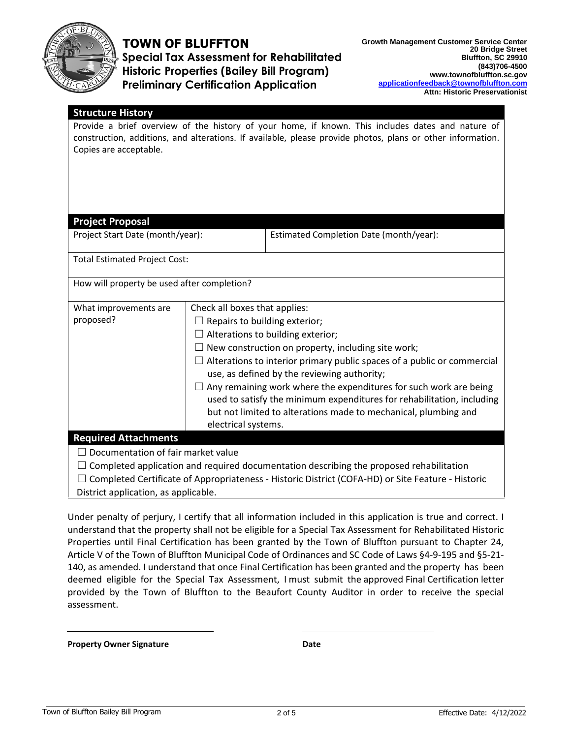# TOWN OF BLUFFTON

**Special Tax Assessment for Rehabilitated Historic Properties (Bailey Bill Program) Preliminary Certification Application**

**Growth Management Customer Service Center**
**20 Bridge Street**
**Bluffton, SC 29910**
**(843)706-4500**
**www.townofbluffton.sc.gov**
**applicationfeedback@townofbluffton.com**
**Attn: Historic Preservationist**

## Structure History

Provide a brief overview of the history of your home, if known. This includes dates and nature of construction, additions, and alterations. If available, please provide photos, plans or other information. Copies are acceptable.

## Project Proposal

| Project Start Date (month/year): | Estimated Completion Date (month/year): |
|---|---|
| Total Estimated Project Cost: | |
| How will property be used after completion? | |

| What improvements are proposed? | Check all boxes that applies: |
|---|---|
| | ☐ Repairs to building exterior; |
| | ☐ Alterations to building exterior; |
| | ☐ New construction on property, including site work; |
| | ☐ Alterations to interior primary public spaces of a public or commercial use, as defined by the reviewing authority; |
| | ☐ Any remaining work where the expenditures for such work are being used to satisfy the minimum expenditures for rehabilitation, including but not limited to alterations made to mechanical, plumbing and electrical systems. |

## Required Attachments

☐ Documentation of fair market value

☐ Completed application and required documentation describing the proposed rehabilitation

☐ Completed Certificate of Appropriateness - Historic District (COFA-HD) or Site Feature - Historic District application, as applicable.

Under penalty of perjury, I certify that all information included in this application is true and correct. I understand that the property shall not be eligible for a Special Tax Assessment for Rehabilitated Historic Properties until Final Certification has been granted by the Town of Bluffton pursuant to Chapter 24, Article V of the Town of Bluffton Municipal Code of Ordinances and SC Code of Laws §4-9-195 and §5-21-140, as amended. I understand that once Final Certification has been granted and the property has been deemed eligible for the Special Tax Assessment, I must submit the approved Final Certification letter provided by the Town of Bluffton to the Beaufort County Auditor in order to receive the special assessment.

\_\_\_\_\_\_\_\_\_\_\_\_\_\_\_\_\_\_\_\_\_\_\_\_\_\_\_\_\_\_ \_\_\_\_\_\_\_\_\_\_\_\_\_\_\_\_\_\_\_\_

**Property Owner Signature** **Date**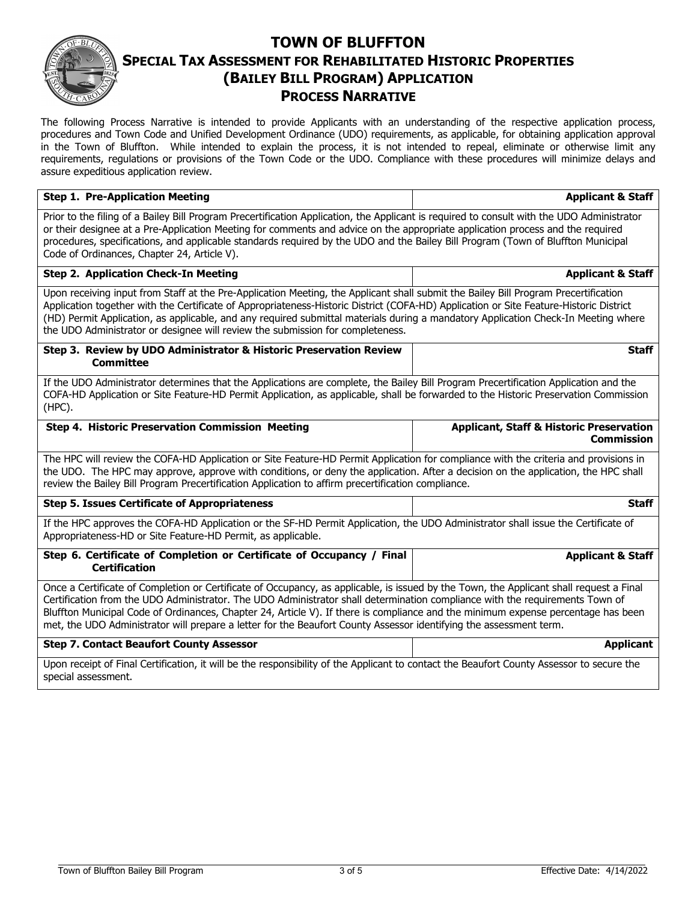# TOWN OF BLUFFTON
## SPECIAL TAX ASSESSMENT FOR REHABILITATED HISTORIC PROPERTIES (BAILEY BILL PROGRAM) APPLICATION
## PROCESS NARRATIVE

The following Process Narrative is intended to provide Applicants with an understanding of the respective application process, procedures and Town Code and Unified Development Ordinance (UDO) requirements, as applicable, for obtaining application approval in the Town of Bluffton. While intended to explain the process, it is not intended to repeal, eliminate or otherwise limit any requirements, regulations or provisions of the Town Code or the UDO. Compliance with these procedures will minimize delays and assure expeditious application review.

| **Step 1. Pre-Application Meeting** | **Applicant & Staff** |
|---|---|
| Prior to the filing of a Bailey Bill Program Precertification Application, the Applicant is required to consult with the UDO Administrator or their designee at a Pre-Application Meeting for comments and advice on the appropriate application process and the required procedures, specifications, and applicable standards required by the UDO and the Bailey Bill Program (Town of Bluffton Municipal Code of Ordinances, Chapter 24, Article V). | |
| **Step 2. Application Check-In Meeting** | **Applicant & Staff** |
| Upon receiving input from Staff at the Pre-Application Meeting, the Applicant shall submit the Bailey Bill Program Precertification Application together with the Certificate of Appropriateness-Historic District (COFA-HD) Application or Site Feature-Historic District (HD) Permit Application, as applicable, and any required submittal materials during a mandatory Application Check-In Meeting where the UDO Administrator or designee will review the submission for completeness. | |
| **Step 3. Review by UDO Administrator & Historic Preservation Review Committee** | **Staff** |
| If the UDO Administrator determines that the Applications are complete, the Bailey Bill Program Precertification Application and the COFA-HD Application or Site Feature-HD Permit Application, as applicable, shall be forwarded to the Historic Preservation Commission (HPC). | |
| **Step 4. Historic Preservation Commission Meeting** | **Applicant, Staff & Historic Preservation Commission** |
| The HPC will review the COFA-HD Application or Site Feature-HD Permit Application for compliance with the criteria and provisions in the UDO. The HPC may approve, approve with conditions, or deny the application. After a decision on the application, the HPC shall review the Bailey Bill Program Precertification Application to affirm precertification compliance. | |
| **Step 5. Issues Certificate of Appropriateness** | **Staff** |
| If the HPC approves the COFA-HD Application or the SF-HD Permit Application, the UDO Administrator shall issue the Certificate of Appropriateness-HD or Site Feature-HD Permit, as applicable. | |
| **Step 6. Certificate of Completion or Certificate of Occupancy / Final Certification** | **Applicant & Staff** |
| Once a Certificate of Completion or Certificate of Occupancy, as applicable, is issued by the Town, the Applicant shall request a Final Certification from the UDO Administrator. The UDO Administrator shall determination compliance with the requirements Town of Bluffton Municipal Code of Ordinances, Chapter 24, Article V). If there is compliance and the minimum expense percentage has been met, the UDO Administrator will prepare a letter for the Beaufort County Assessor identifying the assessment term. | |
| **Step 7. Contact Beaufort County Assessor** | **Applicant** |
| Upon receipt of Final Certification, it will be the responsibility of the Applicant to contact the Beaufort County Assessor to secure the special assessment. | |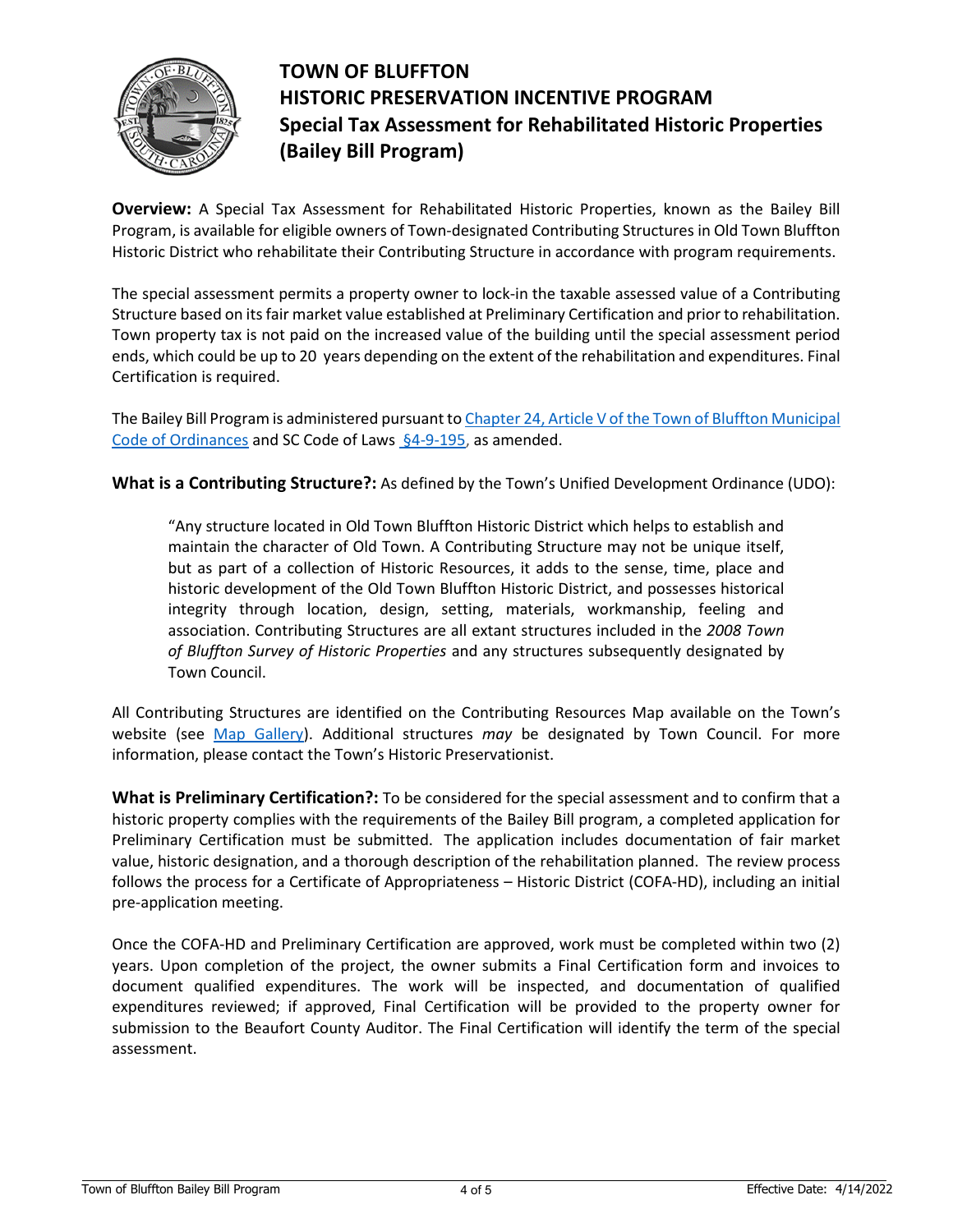# TOWN OF BLUFFTON HISTORIC PRESERVATION INCENTIVE PROGRAM Special Tax Assessment for Rehabilitated Historic Properties (Bailey Bill Program)

**Overview:** A Special Tax Assessment for Rehabilitated Historic Properties, known as the Bailey Bill Program, is available for eligible owners of Town-designated Contributing Structures in Old Town Bluffton Historic District who rehabilitate their Contributing Structure in accordance with program requirements.

The special assessment permits a property owner to lock-in the taxable assessed value of a Contributing Structure based on its fair market value established at Preliminary Certification and prior to rehabilitation. Town property tax is not paid on the increased value of the building until the special assessment period ends, which could be up to 20 years depending on the extent of the rehabilitation and expenditures. Final Certification is required.

The Bailey Bill Program is administered pursuant to Chapter 24, Article V of the Town of Bluffton Municipal Code of Ordinances and SC Code of Laws §4-9-195, as amended.

**What is a Contributing Structure?:** As defined by the Town's Unified Development Ordinance (UDO):

> "Any structure located in Old Town Bluffton Historic District which helps to establish and maintain the character of Old Town. A Contributing Structure may not be unique itself, but as part of a collection of Historic Resources, it adds to the sense, time, place and historic development of the Old Town Bluffton Historic District, and possesses historical integrity through location, design, setting, materials, workmanship, feeling and association. Contributing Structures are all extant structures included in the *2008 Town of Bluffton Survey of Historic Properties* and any structures subsequently designated by Town Council.

All Contributing Structures are identified on the Contributing Resources Map available on the Town's website (see Map Gallery). Additional structures *may* be designated by Town Council. For more information, please contact the Town's Historic Preservationist.

**What is Preliminary Certification?:** To be considered for the special assessment and to confirm that a historic property complies with the requirements of the Bailey Bill program, a completed application for Preliminary Certification must be submitted. The application includes documentation of fair market value, historic designation, and a thorough description of the rehabilitation planned. The review process follows the process for a Certificate of Appropriateness – Historic District (COFA-HD), including an initial pre-application meeting.

Once the COFA-HD and Preliminary Certification are approved, work must be completed within two (2) years. Upon completion of the project, the owner submits a Final Certification form and invoices to document qualified expenditures. The work will be inspected, and documentation of qualified expenditures reviewed; if approved, Final Certification will be provided to the property owner for submission to the Beaufort County Auditor. The Final Certification will identify the term of the special assessment.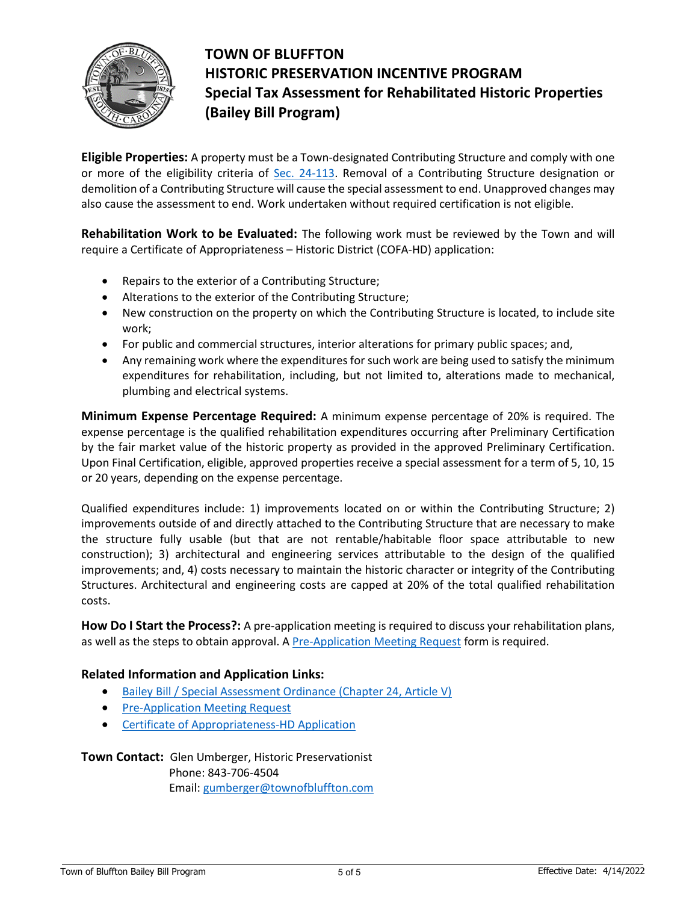# TOWN OF BLUFFTON
# HISTORIC PRESERVATION INCENTIVE PROGRAM
# Special Tax Assessment for Rehabilitated Historic Properties (Bailey Bill Program)

**Eligible Properties:** A property must be a Town-designated Contributing Structure and comply with one or more of the eligibility criteria of Sec. 24-113. Removal of a Contributing Structure designation or demolition of a Contributing Structure will cause the special assessment to end. Unapproved changes may also cause the assessment to end. Work undertaken without required certification is not eligible.

**Rehabilitation Work to be Evaluated:** The following work must be reviewed by the Town and will require a Certificate of Appropriateness – Historic District (COFA-HD) application:

- Repairs to the exterior of a Contributing Structure;
- Alterations to the exterior of the Contributing Structure;
- New construction on the property on which the Contributing Structure is located, to include site work;
- For public and commercial structures, interior alterations for primary public spaces; and,
- Any remaining work where the expenditures for such work are being used to satisfy the minimum expenditures for rehabilitation, including, but not limited to, alterations made to mechanical, plumbing and electrical systems.

**Minimum Expense Percentage Required:** A minimum expense percentage of 20% is required. The expense percentage is the qualified rehabilitation expenditures occurring after Preliminary Certification by the fair market value of the historic property as provided in the approved Preliminary Certification. Upon Final Certification, eligible, approved properties receive a special assessment for a term of 5, 10, 15 or 20 years, depending on the expense percentage.

Qualified expenditures include: 1) improvements located on or within the Contributing Structure; 2) improvements outside of and directly attached to the Contributing Structure that are necessary to make the structure fully usable (but that are not rentable/habitable floor space attributable to new construction); 3) architectural and engineering services attributable to the design of the qualified improvements; and, 4) costs necessary to maintain the historic character or integrity of the Contributing Structures. Architectural and engineering costs are capped at 20% of the total qualified rehabilitation costs.

**How Do I Start the Process?:** A pre-application meeting is required to discuss your rehabilitation plans, as well as the steps to obtain approval. A Pre-Application Meeting Request form is required.

### Related Information and Application Links:

- Bailey Bill / Special Assessment Ordinance (Chapter 24, Article V)
- Pre-Application Meeting Request
- Certificate of Appropriateness-HD Application

**Town Contact:** Glen Umberger, Historic Preservationist
Phone: 843-706-4504
Email: gumberger@townofbluffton.com